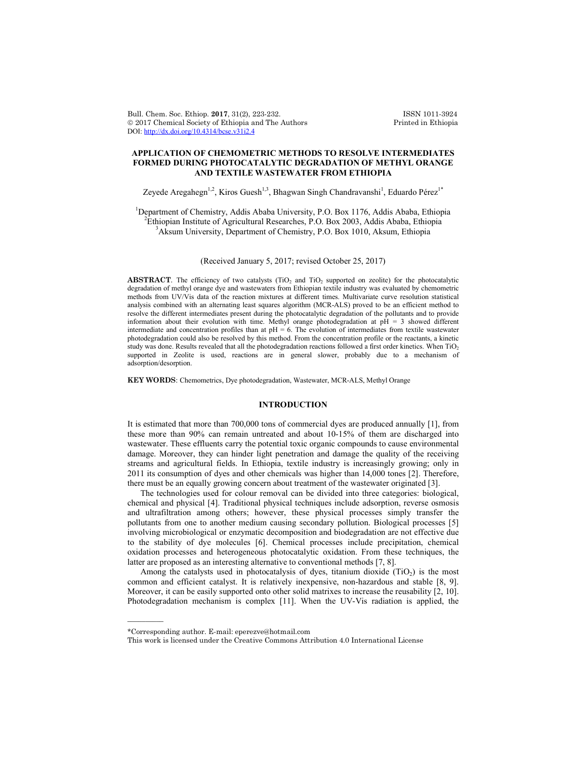# APPLICATION OF CHEMOMETRIC METHODS TO RESOLVE INTERMEDIATES FORMED DURING PHOTOCATALYTIC DEGRADATION OF METHYL ORANGE AND TEXTILE WASTEWATER FROM ETHIOPIA

Zeyede Aregahegn[1,2], Kiros Guesh[1,3], Bhagwan Singh Chandravanshi[1], Eduardo Pérez[1*]

[1]Department of Chemistry, Addis Ababa University, P.O. Box 1176, Addis Ababa, Ethiopia
[2]Ethiopian Institute of Agricultural Researches, P.O. Box 2003, Addis Ababa, Ethiopia
[3]Aksum University, Department of Chemistry, P.O. Box 1010, Aksum, Ethiopia

(Received January 5, 2017; revised October 25, 2017)

**ABSTRACT**. The efficiency of two catalysts ($TiO_2$ and $TiO_2$ supported on zeolite) for the photocatalytic degradation of methyl orange dye and wastewaters from Ethiopian textile industry was evaluated by chemometric methods from UV/Vis data of the reaction mixtures at different times. Multivariate curve resolution statistical analysis combined with an alternating least squares algorithm (MCR-ALS) proved to be an efficient method to resolve the different intermediates present during the photocatalytic degradation of the pollutants and to provide information about their evolution with time. Methyl orange photodegradation at pH = 3 showed different intermediate and concentration profiles than at pH = 6. The evolution of intermediates from textile wastewater photodegradation could also be resolved by this method. From the concentration profile or the reactants, a kinetic study was done. Results revealed that all the photodegradation reactions followed a first order kinetics. When $TiO_2$ supported in Zeolite is used, reactions are in general slower, probably due to a mechanism of adsorption/desorption.

**KEY WORDS**: Chemometrics, Dye photodegradation, Wastewater, MCR-ALS, Methyl Orange

## INTRODUCTION

It is estimated that more than 700,000 tons of commercial dyes are produced annually [1], from these more than 90% can remain untreated and about 10-15% of them are discharged into wastewater. These effluents carry the potential toxic organic compounds to cause environmental damage. Moreover, they can hinder light penetration and damage the quality of the receiving streams and agricultural fields. In Ethiopia, textile industry is increasingly growing; only in 2011 its consumption of dyes and other chemicals was higher than 14,000 tones [2]. Therefore, there must be an equally growing concern about treatment of the wastewater originated [3].

The technologies used for colour removal can be divided into three categories: biological, chemical and physical [4]. Traditional physical techniques include adsorption, reverse osmosis and ultrafiltration among others; however, these physical processes simply transfer the pollutants from one to another medium causing secondary pollution. Biological processes [5] involving microbiological or enzymatic decomposition and biodegradation are not effective due to the stability of dye molecules [6]. Chemical processes include precipitation, chemical oxidation processes and heterogeneous photocatalytic oxidation. From these techniques, the latter are proposed as an interesting alternative to conventional methods [7, 8].

Among the catalysts used in photocatalysis of dyes, titanium dioxide ($TiO_2$) is the most common and efficient catalyst. It is relatively inexpensive, non-hazardous and stable [8, 9]. Moreover, it can be easily supported onto other solid matrixes to increase the reusability [2, 10]. Photodegradation mechanism is complex [11]. When the UV-Vis radiation is applied, the

*Corresponding author. E-mail: eperezve@hotmail.com
This work is licensed under the Creative Commons Attribution 4.0 International License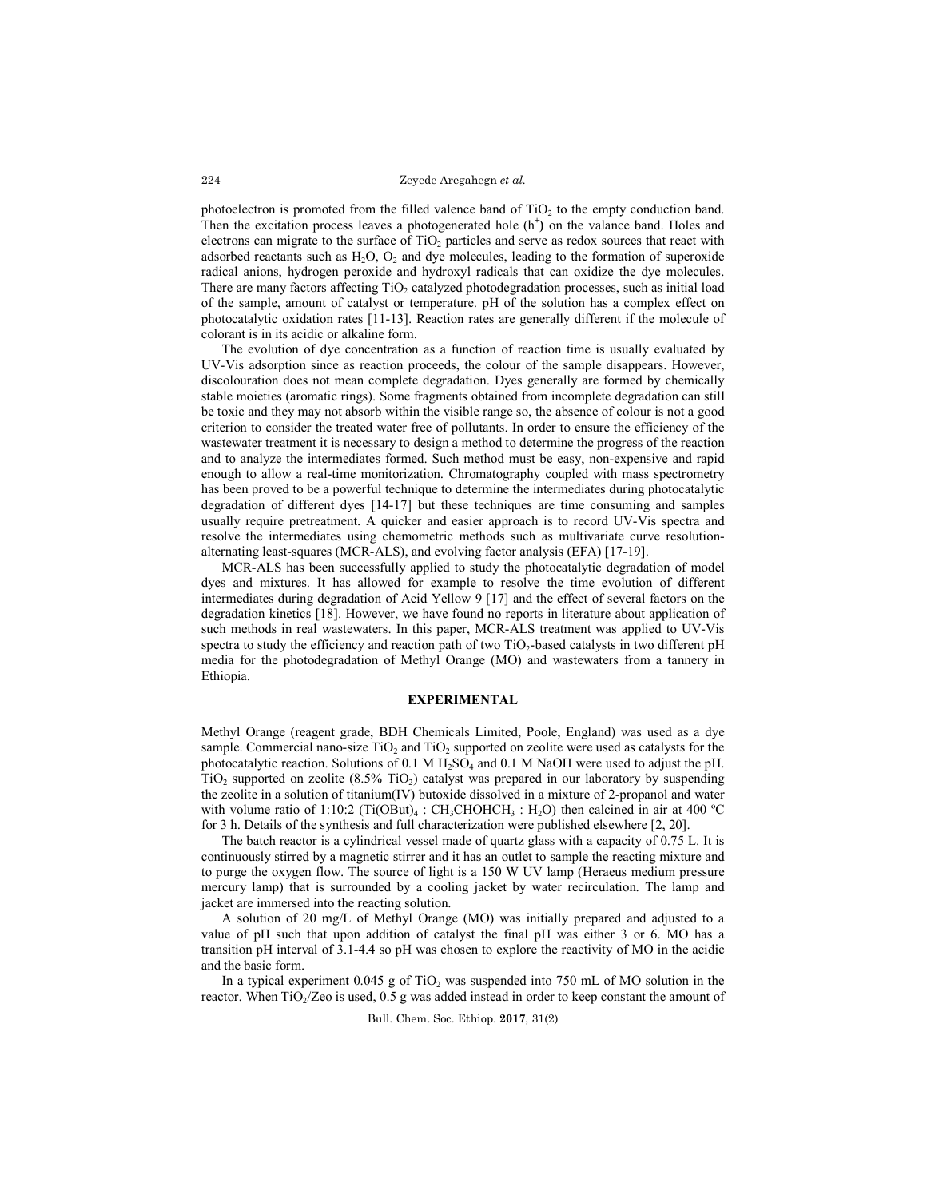photoelectron is promoted from the filled valence band of $TiO_2$ to the empty conduction band. Then the excitation process leaves a photogenerated hole ($h^+$) on the valance band. Holes and electrons can migrate to the surface of $TiO_2$ particles and serve as redox sources that react with adsorbed reactants such as $H_2O$, $O_2$ and dye molecules, leading to the formation of superoxide radical anions, hydrogen peroxide and hydroxyl radicals that can oxidize the dye molecules. There are many factors affecting $TiO_2$ catalyzed photodegradation processes, such as initial load of the sample, amount of catalyst or temperature. pH of the solution has a complex effect on photocatalytic oxidation rates [11-13]. Reaction rates are generally different if the molecule of colorant is in its acidic or alkaline form.

The evolution of dye concentration as a function of reaction time is usually evaluated by UV-Vis adsorption since as reaction proceeds, the colour of the sample disappears. However, discolouration does not mean complete degradation. Dyes generally are formed by chemically stable moieties (aromatic rings). Some fragments obtained from incomplete degradation can still be toxic and they may not absorb within the visible range so, the absence of colour is not a good criterion to consider the treated water free of pollutants. In order to ensure the efficiency of the wastewater treatment it is necessary to design a method to determine the progress of the reaction and to analyze the intermediates formed. Such method must be easy, non-expensive and rapid enough to allow a real-time monitorization. Chromatography coupled with mass spectrometry has been proved to be a powerful technique to determine the intermediates during photocatalytic degradation of different dyes [14-17] but these techniques are time consuming and samples usually require pretreatment. A quicker and easier approach is to record UV-Vis spectra and resolve the intermediates using chemometric methods such as multivariate curve resolution-alternating least-squares (MCR-ALS), and evolving factor analysis (EFA) [17-19].

MCR-ALS has been successfully applied to study the photocatalytic degradation of model dyes and mixtures. It has allowed for example to resolve the time evolution of different intermediates during degradation of Acid Yellow 9 [17] and the effect of several factors on the degradation kinetics [18]. However, we have found no reports in literature about application of such methods in real wastewaters. In this paper, MCR-ALS treatment was applied to UV-Vis spectra to study the efficiency and reaction path of two $TiO_2$-based catalysts in two different pH media for the photodegradation of Methyl Orange (MO) and wastewaters from a tannery in Ethiopia.

## EXPERIMENTAL

Methyl Orange (reagent grade, BDH Chemicals Limited, Poole, England) was used as a dye sample. Commercial nano-size $TiO_2$ and $TiO_2$ supported on zeolite were used as catalysts for the photocatalytic reaction. Solutions of 0.1 M $H_2SO_4$ and 0.1 M NaOH were used to adjust the pH. $TiO_2$ supported on zeolite (8.5% $TiO_2$) catalyst was prepared in our laboratory by suspending the zeolite in a solution of titanium(IV) butoxide dissolved in a mixture of 2-propanol and water with volume ratio of 1:10:2 ($Ti(OBut)_4$ : $CH_3CHOHCH_3$ : $H_2O$) then calcined in air at 400 ºC for 3 h. Details of the synthesis and full characterization were published elsewhere [2, 20].

The batch reactor is a cylindrical vessel made of quartz glass with a capacity of 0.75 L. It is continuously stirred by a magnetic stirrer and it has an outlet to sample the reacting mixture and to purge the oxygen flow. The source of light is a 150 W UV lamp (Heraeus medium pressure mercury lamp) that is surrounded by a cooling jacket by water recirculation. The lamp and jacket are immersed into the reacting solution.

A solution of 20 mg/L of Methyl Orange (MO) was initially prepared and adjusted to a value of pH such that upon addition of catalyst the final pH was either 3 or 6. MO has a transition pH interval of 3.1-4.4 so pH was chosen to explore the reactivity of MO in the acidic and the basic form.

In a typical experiment 0.045 g of $TiO_2$ was suspended into 750 mL of MO solution in the reactor. When $TiO_2$/Zeo is used, 0.5 g was added instead in order to keep constant the amount of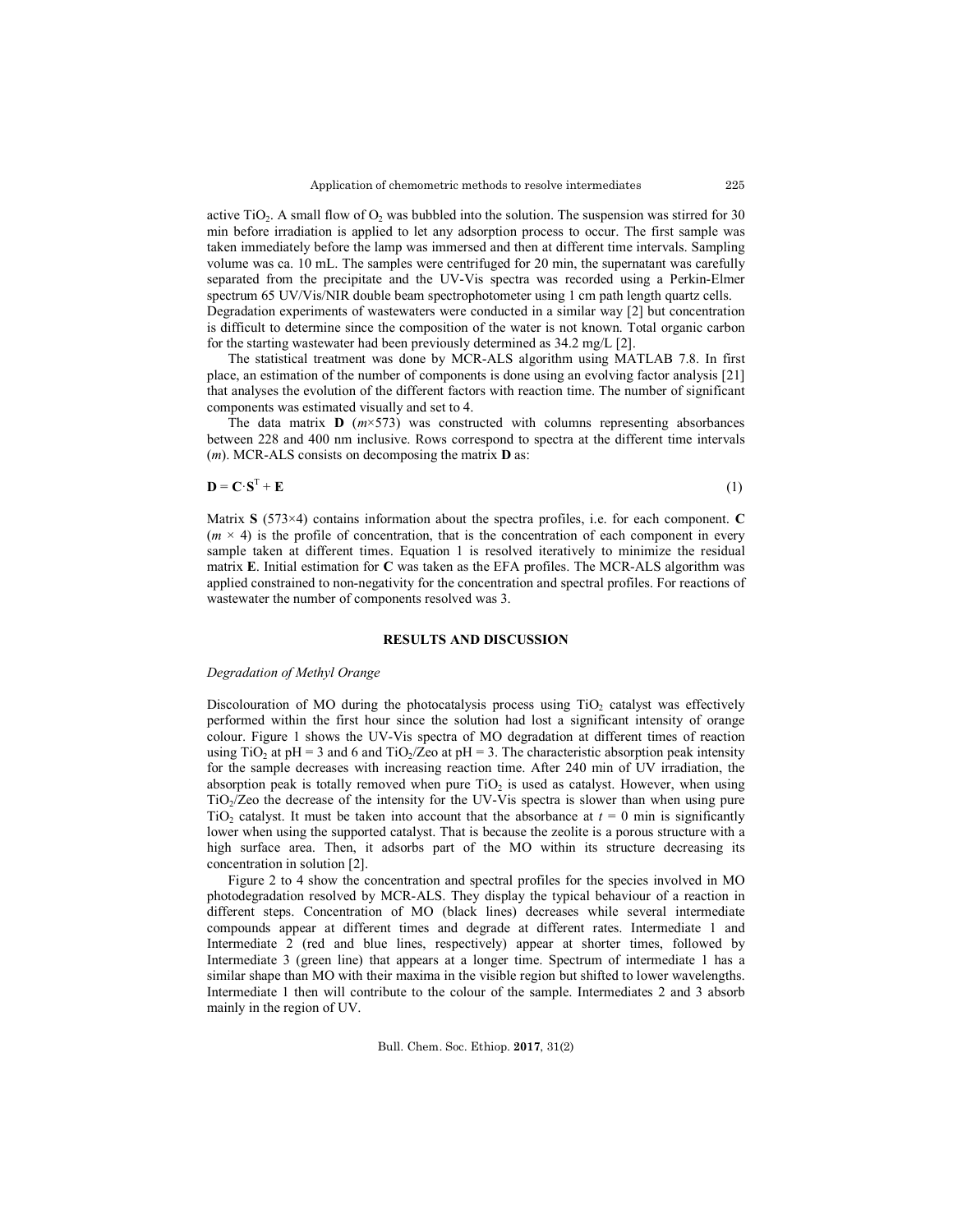active $TiO_2$. A small flow of $O_2$ was bubbled into the solution. The suspension was stirred for 30 min before irradiation is applied to let any adsorption process to occur. The first sample was taken immediately before the lamp was immersed and then at different time intervals. Sampling volume was ca. 10 mL. The samples were centrifuged for 20 min, the supernatant was carefully separated from the precipitate and the UV-Vis spectra was recorded using a Perkin-Elmer spectrum 65 UV/Vis/NIR double beam spectrophotometer using 1 cm path length quartz cells. Degradation experiments of wastewaters were conducted in a similar way [2] but concentration is difficult to determine since the composition of the water is not known. Total organic carbon for the starting wastewater had been previously determined as 34.2 mg/L [2].

The statistical treatment was done by MCR-ALS algorithm using MATLAB 7.8. In first place, an estimation of the number of components is done using an evolving factor analysis [21] that analyses the evolution of the different factors with reaction time. The number of significant components was estimated visually and set to 4.

The data matrix **D** ($m$×573) was constructed with columns representing absorbances between 228 and 400 nm inclusive. Rows correspond to spectra at the different time intervals ($m$). MCR-ALS consists on decomposing the matrix **D** as:

$$\mathbf{D} = \mathbf{C} \cdot \mathbf{S}^{\mathrm{T}} + \mathbf{E} \tag{1}$$

Matrix **S** (573×4) contains information about the spectra profiles, i.e. for each component. **C** ($m$ × 4) is the profile of concentration, that is the concentration of each component in every sample taken at different times. Equation 1 is resolved iteratively to minimize the residual matrix **E**. Initial estimation for **C** was taken as the EFA profiles. The MCR-ALS algorithm was applied constrained to non-negativity for the concentration and spectral profiles. For reactions of wastewater the number of components resolved was 3.

## RESULTS AND DISCUSSION

### *Degradation of Methyl Orange*

Discolouration of MO during the photocatalysis process using $TiO_2$ catalyst was effectively performed within the first hour since the solution had lost a significant intensity of orange colour. Figure 1 shows the UV-Vis spectra of MO degradation at different times of reaction using $TiO_2$ at pH = 3 and 6 and $TiO_2$/Zeo at pH = 3. The characteristic absorption peak intensity for the sample decreases with increasing reaction time. After 240 min of UV irradiation, the absorption peak is totally removed when pure $TiO_2$ is used as catalyst. However, when using $TiO_2$/Zeo the decrease of the intensity for the UV-Vis spectra is slower than when using pure $TiO_2$ catalyst. It must be taken into account that the absorbance at $t$ = 0 min is significantly lower when using the supported catalyst. That is because the zeolite is a porous structure with a high surface area. Then, it adsorbs part of the MO within its structure decreasing its concentration in solution [2].

Figure 2 to 4 show the concentration and spectral profiles for the species involved in MO photodegradation resolved by MCR-ALS. They display the typical behaviour of a reaction in different steps. Concentration of MO (black lines) decreases while several intermediate compounds appear at different times and degrade at different rates. Intermediate 1 and Intermediate 2 (red and blue lines, respectively) appear at shorter times, followed by Intermediate 3 (green line) that appears at a longer time. Spectrum of intermediate 1 has a similar shape than MO with their maxima in the visible region but shifted to lower wavelengths. Intermediate 1 then will contribute to the colour of the sample. Intermediates 2 and 3 absorb mainly in the region of UV.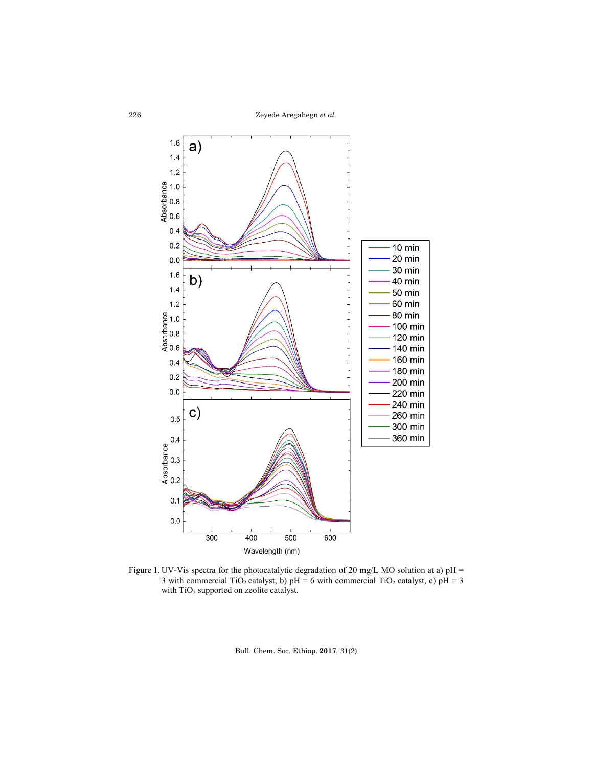Figure 1. UV-Vis spectra for the photocatalytic degradation of 20 mg/L MO solution at a) pH = 3 with commercial $TiO_2$ catalyst, b) pH = 6 with commercial $TiO_2$ catalyst, c) pH = 3 with $TiO_2$ supported on zeolite catalyst.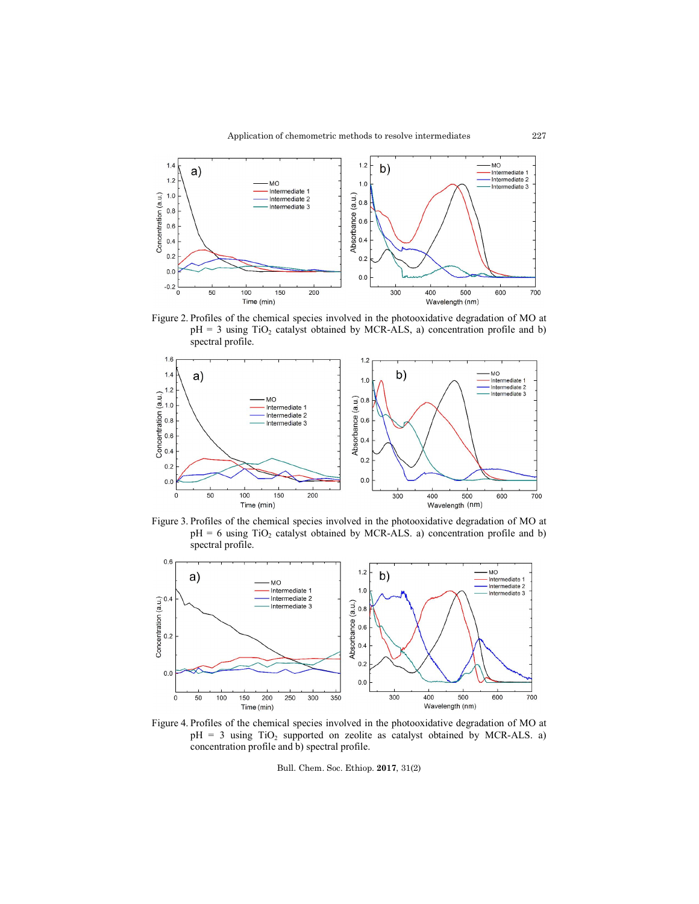Figure 2. Profiles of the chemical species involved in the photooxidative degradation of MO at pH = 3 using $TiO_2$ catalyst obtained by MCR-ALS, a) concentration profile and b) spectral profile.

Figure 3. Profiles of the chemical species involved in the photooxidative degradation of MO at pH = 6 using $TiO_2$ catalyst obtained by MCR-ALS. a) concentration profile and b) spectral profile.

Figure 4. Profiles of the chemical species involved in the photooxidative degradation of MO at pH = 3 using $TiO_2$ supported on zeolite as catalyst obtained by MCR-ALS. a) concentration profile and b) spectral profile.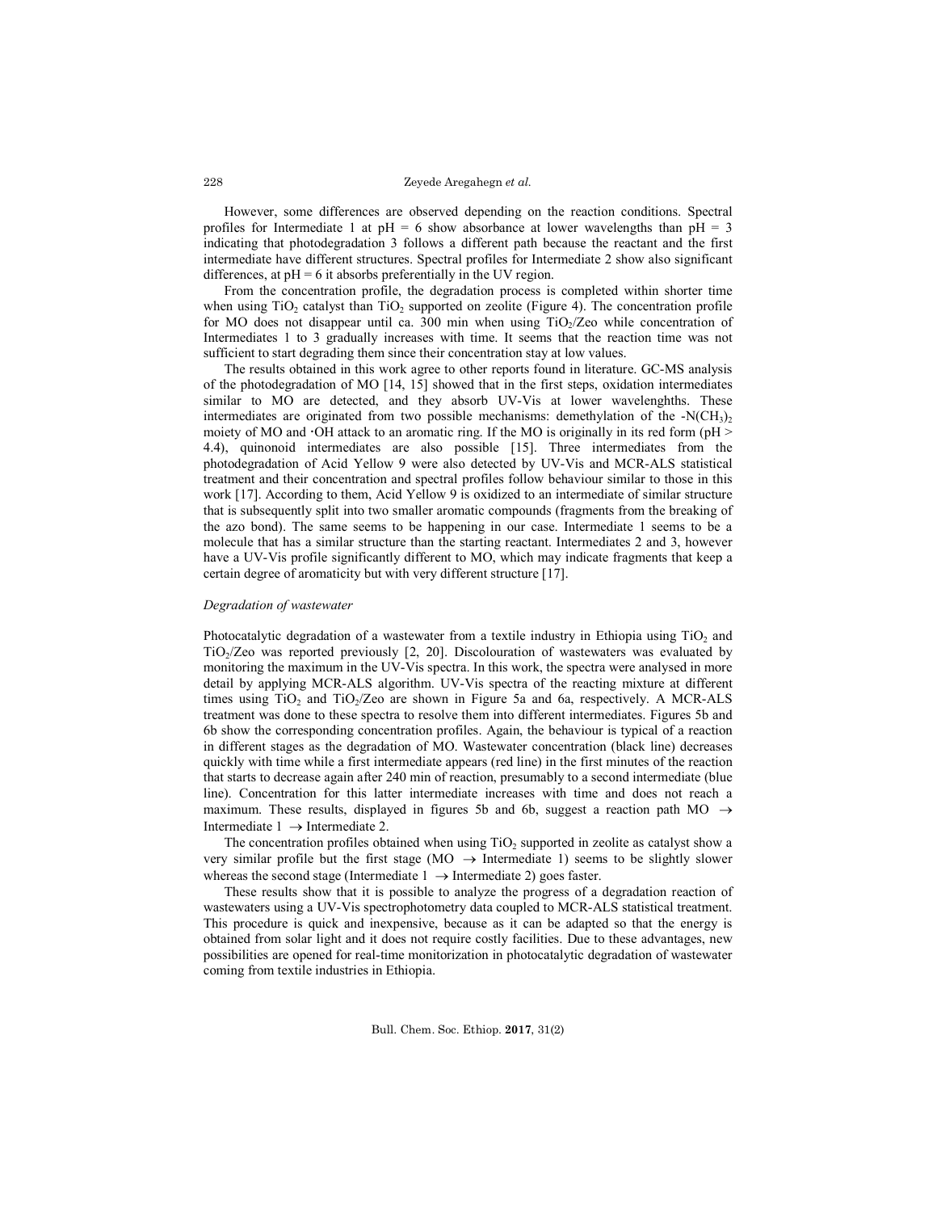However, some differences are observed depending on the reaction conditions. Spectral profiles for Intermediate 1 at pH = 6 show absorbance at lower wavelengths than pH = 3 indicating that photodegradation 3 follows a different path because the reactant and the first intermediate have different structures. Spectral profiles for Intermediate 2 show also significant differences, at pH = 6 it absorbs preferentially in the UV region.

From the concentration profile, the degradation process is completed within shorter time when using $TiO_2$ catalyst than $TiO_2$ supported on zeolite (Figure 4). The concentration profile for MO does not disappear until ca. 300 min when using $TiO_2$/Zeo while concentration of Intermediates 1 to 3 gradually increases with time. It seems that the reaction time was not sufficient to start degrading them since their concentration stay at low values.

The results obtained in this work agree to other reports found in literature. GC-MS analysis of the photodegradation of MO [14, 15] showed that in the first steps, oxidation intermediates similar to MO are detected, and they absorb UV-Vis at lower wavelenghths. These intermediates are originated from two possible mechanisms: demethylation of the -$N(CH_3)_2$ moiety of MO and ·OH attack to an aromatic ring. If the MO is originally in its red form (pH > 4.4), quinonoid intermediates are also possible [15]. Three intermediates from the photodegradation of Acid Yellow 9 were also detected by UV-Vis and MCR-ALS statistical treatment and their concentration and spectral profiles follow behaviour similar to those in this work [17]. According to them, Acid Yellow 9 is oxidized to an intermediate of similar structure that is subsequently split into two smaller aromatic compounds (fragments from the breaking of the azo bond). The same seems to be happening in our case. Intermediate 1 seems to be a molecule that has a similar structure than the starting reactant. Intermediates 2 and 3, however have a UV-Vis profile significantly different to MO, which may indicate fragments that keep a certain degree of aromaticity but with very different structure [17].

*Degradation of wastewater*

Photocatalytic degradation of a wastewater from a textile industry in Ethiopia using $TiO_2$ and $TiO_2$/Zeo was reported previously [2, 20]. Discolouration of wastewaters was evaluated by monitoring the maximum in the UV-Vis spectra. In this work, the spectra were analysed in more detail by applying MCR-ALS algorithm. UV-Vis spectra of the reacting mixture at different times using $TiO_2$ and $TiO_2$/Zeo are shown in Figure 5a and 6a, respectively. A MCR-ALS treatment was done to these spectra to resolve them into different intermediates. Figures 5b and 6b show the corresponding concentration profiles. Again, the behaviour is typical of a reaction in different stages as the degradation of MO. Wastewater concentration (black line) decreases quickly with time while a first intermediate appears (red line) in the first minutes of the reaction that starts to decrease again after 240 min of reaction, presumably to a second intermediate (blue line). Concentration for this latter intermediate increases with time and does not reach a maximum. These results, displayed in figures 5b and 6b, suggest a reaction path MO $\rightarrow$ Intermediate 1 $\rightarrow$ Intermediate 2.

The concentration profiles obtained when using $TiO_2$ supported in zeolite as catalyst show a very similar profile but the first stage (MO $\rightarrow$ Intermediate 1) seems to be slightly slower whereas the second stage (Intermediate 1 $\rightarrow$ Intermediate 2) goes faster.

These results show that it is possible to analyze the progress of a degradation reaction of wastewaters using a UV-Vis spectrophotometry data coupled to MCR-ALS statistical treatment. This procedure is quick and inexpensive, because as it can be adapted so that the energy is obtained from solar light and it does not require costly facilities. Due to these advantages, new possibilities are opened for real-time monitorization in photocatalytic degradation of wastewater coming from textile industries in Ethiopia.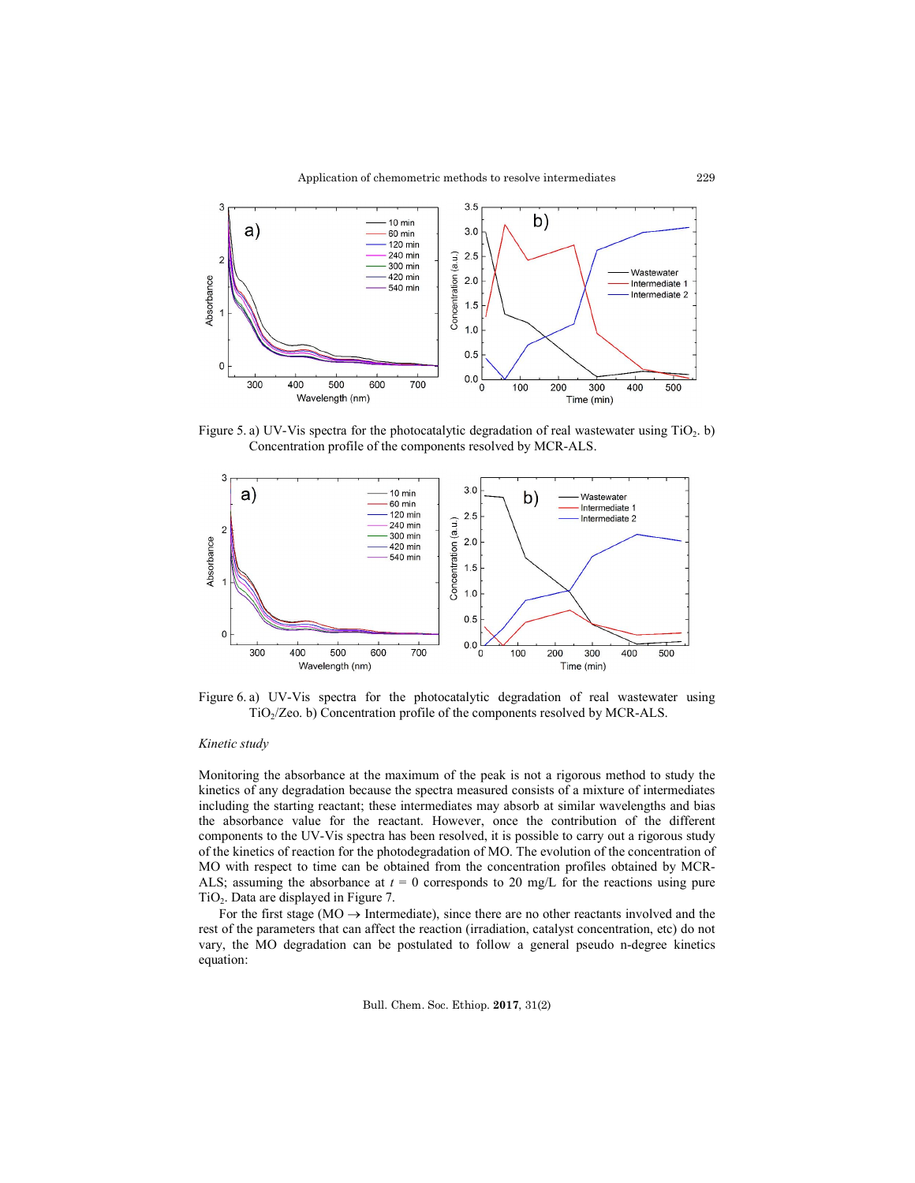Figure 5. a) UV-Vis spectra for the photocatalytic degradation of real wastewater using $TiO_2$. b) Concentration profile of the components resolved by MCR-ALS.

Figure 6. a) UV-Vis spectra for the photocatalytic degradation of real wastewater using $TiO_2$/Zeo. b) Concentration profile of the components resolved by MCR-ALS.

*Kinetic study*

Monitoring the absorbance at the maximum of the peak is not a rigorous method to study the kinetics of any degradation because the spectra measured consists of a mixture of intermediates including the starting reactant; these intermediates may absorb at similar wavelengths and bias the absorbance value for the reactant. However, once the contribution of the different components to the UV-Vis spectra has been resolved, it is possible to carry out a rigorous study of the kinetics of reaction for the photodegradation of MO. The evolution of the concentration of MO with respect to time can be obtained from the concentration profiles obtained by MCR-ALS; assuming the absorbance at $t$ = 0 corresponds to 20 mg/L for the reactions using pure $TiO_2$. Data are displayed in Figure 7.

For the first stage (MO → Intermediate), since there are no other reactants involved and the rest of the parameters that can affect the reaction (irradiation, catalyst concentration, etc) do not vary, the MO degradation can be postulated to follow a general pseudo n-degree kinetics equation: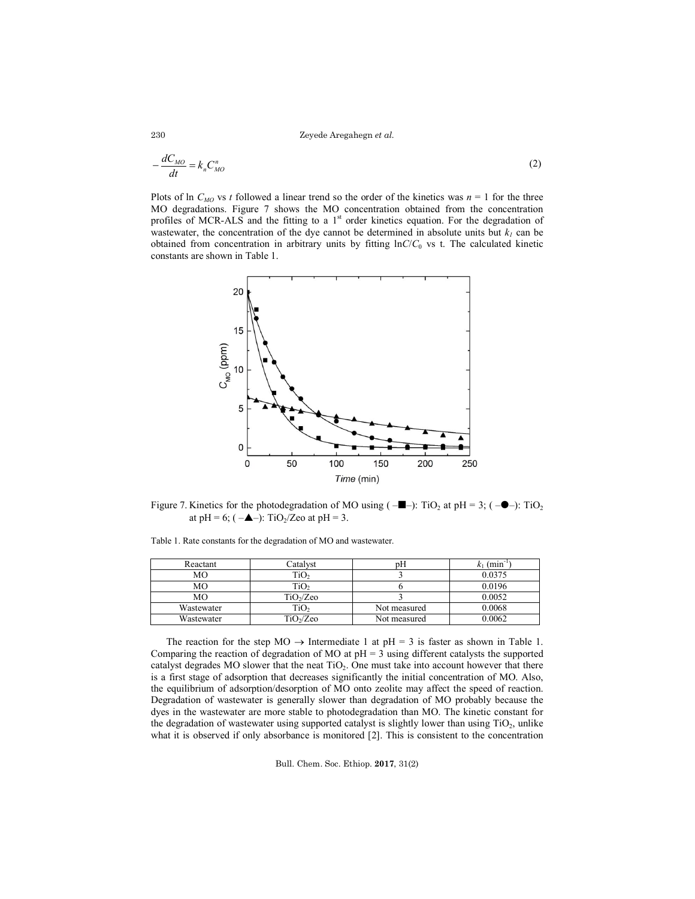$$-\frac{dC_{MO}}{dt} = k_n C_{MO}^n \tag{2}$$

Plots of ln $C_{MO}$ vs $t$ followed a linear trend so the order of the kinetics was $n = 1$ for the three MO degradations. Figure 7 shows the MO concentration obtained from the concentration profiles of MCR-ALS and the fitting to a 1[st] order kinetics equation. For the degradation of wastewater, the concentration of the dye cannot be determined in absolute units but $k_1$ can be obtained from concentration in arbitrary units by fitting ln$C/C_0$ vs t. The calculated kinetic constants are shown in Table 1.

Figure 7. Kinetics for the photodegradation of MO using (–■–): $TiO_2$ at pH = 3; (–●–): $TiO_2$ at pH = 6; (–▲–): $TiO_2$/Zeo at pH = 3.

Table 1. Rate constants for the degradation of MO and wastewater.

| Reactant | Catalyst | pH | $k_1$ ($min^{-1}$) |
|---|---|---|---|
| MO | $TiO_2$ | 3 | 0.0375 |
| MO | $TiO_2$ | 6 | 0.0196 |
| MO | $TiO_2$/Zeo | 3 | 0.0052 |
| Wastewater | $TiO_2$ | Not measured | 0.0068 |
| Wastewater | $TiO_2$/Zeo | Not measured | 0.0062 |

The reaction for the step MO → Intermediate 1 at pH = 3 is faster as shown in Table 1. Comparing the reaction of degradation of MO at pH = 3 using different catalysts the supported catalyst degrades MO slower that the neat $TiO_2$. One must take into account however that there is a first stage of adsorption that decreases significantly the initial concentration of MO. Also, the equilibrium of adsorption/desorption of MO onto zeolite may affect the speed of reaction. Degradation of wastewater is generally slower than degradation of MO probably because the dyes in the wastewater are more stable to photodegradation than MO. The kinetic constant for the degradation of wastewater using supported catalyst is slightly lower than using $TiO_2$, unlike what it is observed if only absorbance is monitored [2]. This is consistent to the concentration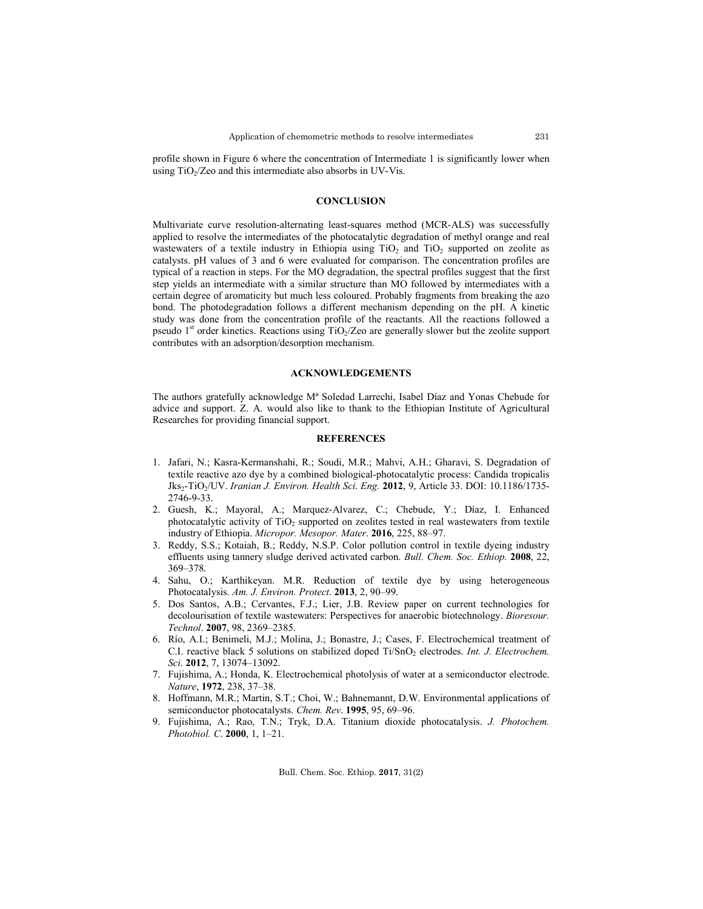profile shown in Figure 6 where the concentration of Intermediate 1 is significantly lower when using $TiO_2$/Zeo and this intermediate also absorbs in UV-Vis.

## CONCLUSION

Multivariate curve resolution-alternating least-squares method (MCR-ALS) was successfully applied to resolve the intermediates of the photocatalytic degradation of methyl orange and real wastewaters of a textile industry in Ethiopia using $TiO_2$ and $TiO_2$ supported on zeolite as catalysts. pH values of 3 and 6 were evaluated for comparison. The concentration profiles are typical of a reaction in steps. For the MO degradation, the spectral profiles suggest that the first step yields an intermediate with a similar structure than MO followed by intermediates with a certain degree of aromaticity but much less coloured. Probably fragments from breaking the azo bond. The photodegradation follows a different mechanism depending on the pH. A kinetic study was done from the concentration profile of the reactants. All the reactions followed a pseudo $1^{st}$ order kinetics. Reactions using $TiO_2$/Zeo are generally slower but the zeolite support contributes with an adsorption/desorption mechanism.

## ACKNOWLEDGEMENTS

The authors gratefully acknowledge Mª Soledad Larrechi, Isabel Díaz and Yonas Chebude for advice and support. Z. A. would also like to thank to the Ethiopian Institute of Agricultural Researches for providing financial support.

## REFERENCES

1. Jafari, N.; Kasra-Kermanshahi, R.; Soudi, M.R.; Mahvi, A.H.; Gharavi, S. Degradation of textile reactive azo dye by a combined biological-photocatalytic process: Candida tropicalis $Jks_2$-$TiO_2$/UV. *Iranian J. Environ. Health Sci. Eng.* **2012**, 9, Article 33. DOI: 10.1186/1735-2746-9-33.
2. Guesh, K.; Mayoral, A.; Marquez-Alvarez, C.; Chebude, Y.; Díaz, I. Enhanced photocatalytic activity of $TiO_2$ supported on zeolites tested in real wastewaters from textile industry of Ethiopia. *Micropor. Mesopor. Mater*. **2016**, 225, 88–97.
3. Reddy, S.S.; Kotaiah, B.; Reddy, N.S.P. Color pollution control in textile dyeing industry effluents using tannery sludge derived activated carbon. *Bull. Chem. Soc. Ethiop.* **2008**, 22, 369–378.
4. Sahu, O.; Karthikeyan. M.R. Reduction of textile dye by using heterogeneous Photocatalysis. *Am. J. Environ. Protect*. **2013**, 2, 90–99.
5. Dos Santos, A.B.; Cervantes, F.J.; Lier, J.B. Review paper on current technologies for decolourisation of textile wastewaters: Perspectives for anaerobic biotechnology. *Bioresour. Technol*. **2007**, 98, 2369–2385.
6. Río, A.I.; Benimeli, M.J.; Molina, J.; Bonastre, J.; Cases, F. Electrochemical treatment of C.I. reactive black 5 solutions on stabilized doped Ti/$SnO_2$ electrodes. *Int. J. Electrochem. Sci*. **2012**, 7, 13074–13092.
7. Fujishima, A.; Honda, K. Electrochemical photolysis of water at a semiconductor electrode. *Nature*, **1972**, 238, 37–38.
8. Hoffmann, M.R.; Martin, S.T.; Choi, W.; Bahnemannt, D.W. Environmental applications of semiconductor photocatalysts. *Chem. Rev*. **1995**, 95, 69–96.
9. Fujishima, A.; Rao, T.N.; Tryk, D.A. Titanium dioxide photocatalysis. *J. Photochem. Photobiol. C*. **2000**, 1, 1–21.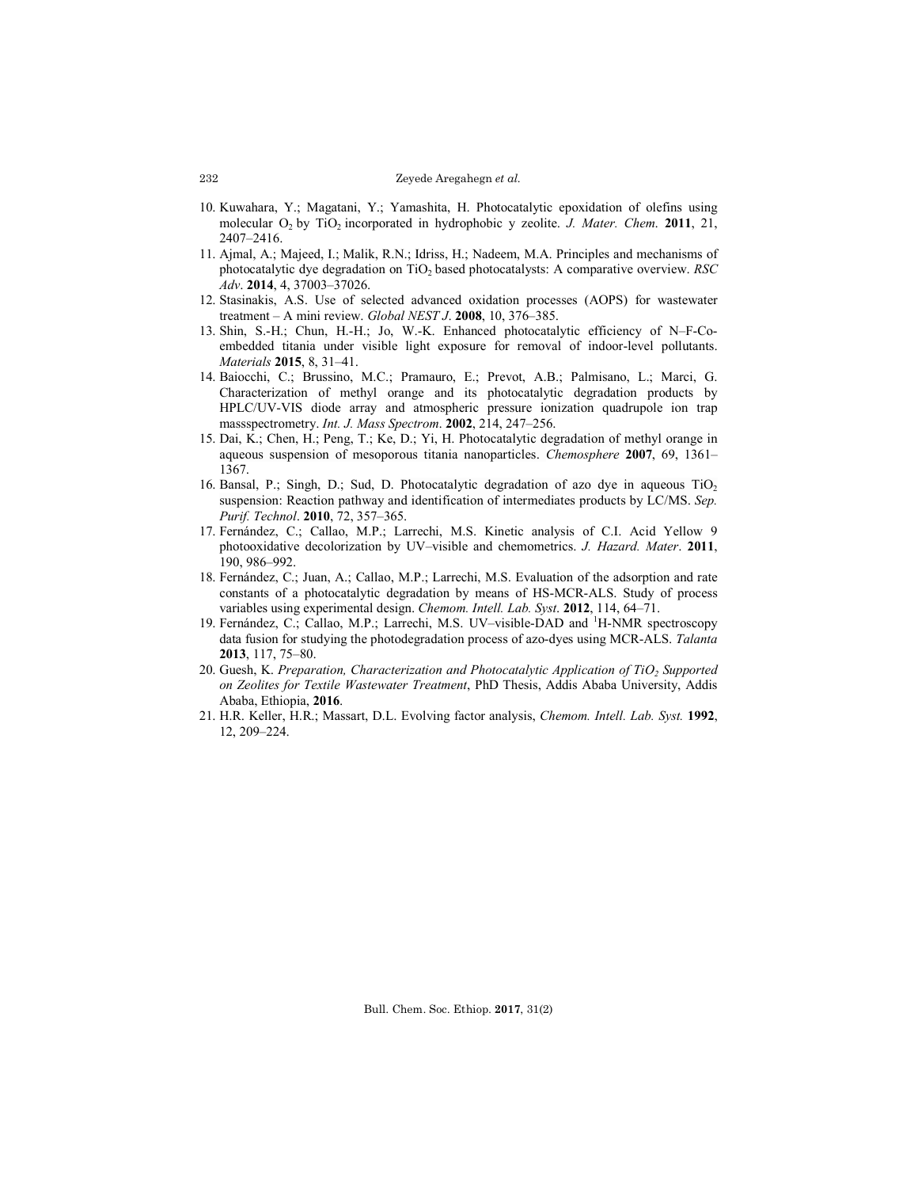10. Kuwahara, Y.; Magatani, Y.; Yamashita, H. Photocatalytic epoxidation of olefins using molecular $O_2$ by $TiO_2$ incorporated in hydrophobic y zeolite. *J. Mater. Chem*. **2011**, 21, 2407–2416.
11. Ajmal, A.; Majeed, I.; Malik, R.N.; Idriss, H.; Nadeem, M.A. Principles and mechanisms of photocatalytic dye degradation on $TiO_2$ based photocatalysts: A comparative overview. *RSC Adv*. **2014**, 4, 37003–37026.
12. Stasinakis, A.S. Use of selected advanced oxidation processes (AOPS) for wastewater treatment – A mini review. *Global NEST J*. **2008**, 10, 376–385.
13. Shin, S.-H.; Chun, H.-H.; Jo, W.-K. Enhanced photocatalytic efficiency of N–F-Co-embedded titania under visible light exposure for removal of indoor-level pollutants. *Materials* **2015**, 8, 31–41.
14. Baiocchi, C.; Brussino, M.C.; Pramauro, E.; Prevot, A.B.; Palmisano, L.; Marci, G. Characterization of methyl orange and its photocatalytic degradation products by HPLC/UV-VIS diode array and atmospheric pressure ionization quadrupole ion trap massspectrometry. *Int. J. Mass Spectrom*. **2002**, 214, 247–256.
15. Dai, K.; Chen, H.; Peng, T.; Ke, D.; Yi, H. Photocatalytic degradation of methyl orange in aqueous suspension of mesoporous titania nanoparticles. *Chemosphere* **2007**, 69, 1361–1367.
16. Bansal, P.; Singh, D.; Sud, D. Photocatalytic degradation of azo dye in aqueous $TiO_2$ suspension: Reaction pathway and identification of intermediates products by LC/MS. *Sep. Purif. Technol*. **2010**, 72, 357–365.
17. Fernández, C.; Callao, M.P.; Larrechi, M.S. Kinetic analysis of C.I. Acid Yellow 9 photooxidative decolorization by UV–visible and chemometrics. *J. Hazard. Mater*. **2011**, 190, 986–992.
18. Fernández, C.; Juan, A.; Callao, M.P.; Larrechi, M.S. Evaluation of the adsorption and rate constants of a photocatalytic degradation by means of HS-MCR-ALS. Study of process variables using experimental design. *Chemom. Intell. Lab. Syst*. **2012**, 114, 64–71.
19. Fernández, C.; Callao, M.P.; Larrechi, M.S. UV–visible-DAD and $^1$H-NMR spectroscopy data fusion for studying the photodegradation process of azo-dyes using MCR-ALS. *Talanta* **2013**, 117, 75–80.
20. Guesh, K. *Preparation, Characterization and Photocatalytic Application of $TiO_2$ Supported on Zeolites for Textile Wastewater Treatment*, PhD Thesis, Addis Ababa University, Addis Ababa, Ethiopia, **2016**.
21. H.R. Keller, H.R.; Massart, D.L. Evolving factor analysis, *Chemom. Intell. Lab. Syst.* **1992**, 12, 209–224.